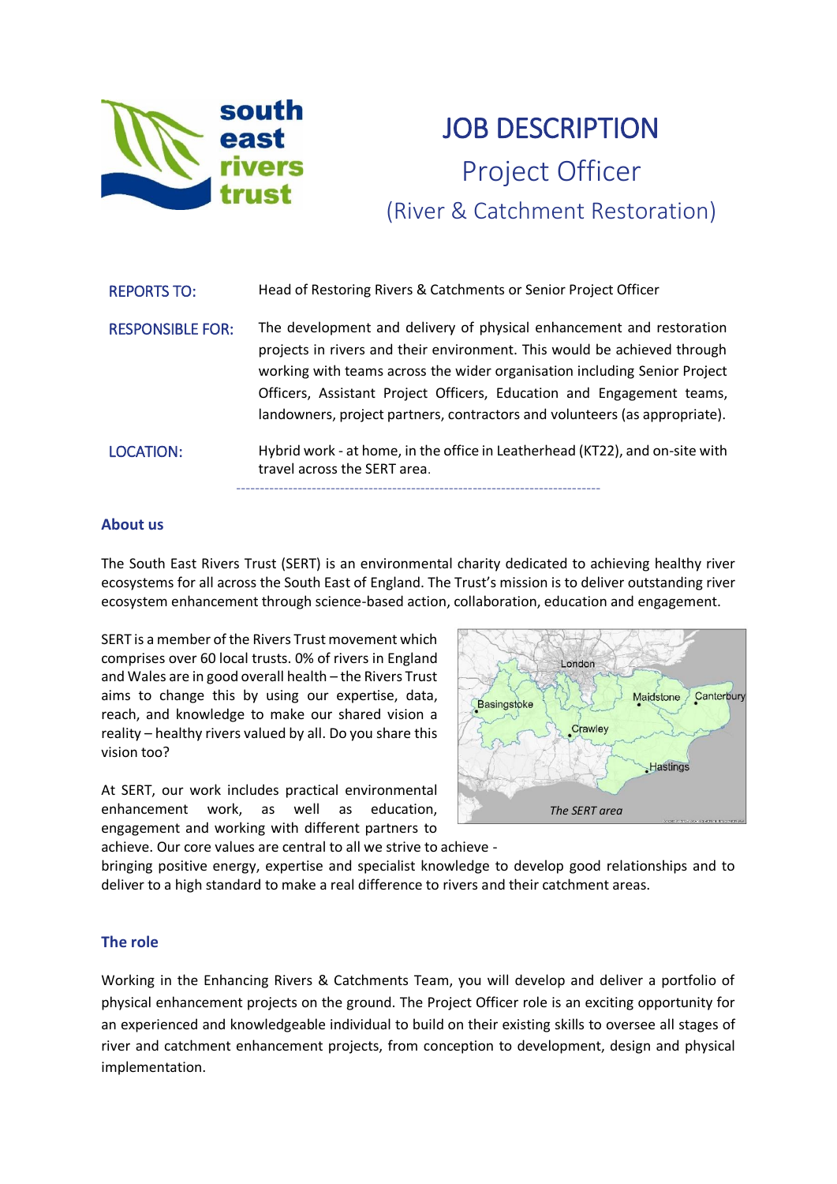# JOB DESCRIPTION

## Project Officer

### (River & Catchment Restoration)

**REPORTS TO:** Head of Restoring Rivers & Catchments or Senior Project Officer

**RESPONSIBLE FOR:** The development and delivery of physical enhancement and restoration projects in rivers and their environment. This would be achieved through working with teams across the wider organisation including Senior Project Officers, Assistant Project Officers, Education and Engagement teams, landowners, project partners, contractors and volunteers (as appropriate).

**LOCATION:** Hybrid work - at home, in the office in Leatherhead (KT22), and on-site with travel across the SERT area.

---

## About us

The South East Rivers Trust (SERT) is an environmental charity dedicated to achieving healthy river ecosystems for all across the South East of England. The Trust's mission is to deliver outstanding river ecosystem enhancement through science-based action, collaboration, education and engagement.

SERT is a member of the Rivers Trust movement which comprises over 60 local trusts. 0% of rivers in England and Wales are in good overall health – the Rivers Trust aims to change this by using our expertise, data, reach, and knowledge to make our shared vision a reality – healthy rivers valued by all. Do you share this vision too?

*The SERT area*

At SERT, our work includes practical environmental enhancement work, as well as education, engagement and working with different partners to achieve. Our core values are central to all we strive to achieve - bringing positive energy, expertise and specialist knowledge to develop good relationships and to deliver to a high standard to make a real difference to rivers and their catchment areas.

## The role

Working in the Enhancing Rivers & Catchments Team, you will develop and deliver a portfolio of physical enhancement projects on the ground. The Project Officer role is an exciting opportunity for an experienced and knowledgeable individual to build on their existing skills to oversee all stages of river and catchment enhancement projects, from conception to development, design and physical implementation.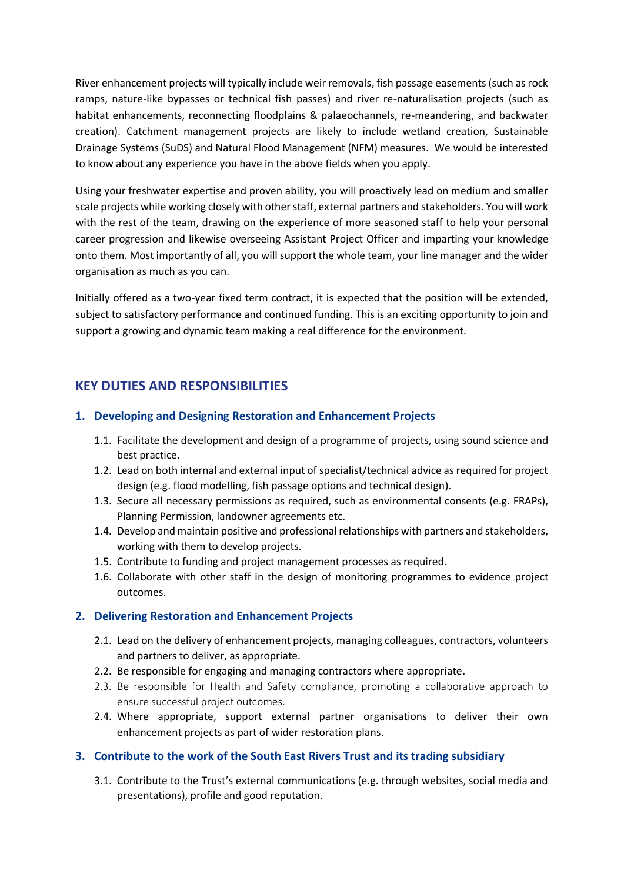River enhancement projects will typically include weir removals, fish passage easements (such as rock ramps, nature-like bypasses or technical fish passes) and river re-naturalisation projects (such as habitat enhancements, reconnecting floodplains & palaeochannels, re-meandering, and backwater creation). Catchment management projects are likely to include wetland creation, Sustainable Drainage Systems (SuDS) and Natural Flood Management (NFM) measures. We would be interested to know about any experience you have in the above fields when you apply.

Using your freshwater expertise and proven ability, you will proactively lead on medium and smaller scale projects while working closely with other staff, external partners and stakeholders. You will work with the rest of the team, drawing on the experience of more seasoned staff to help your personal career progression and likewise overseeing Assistant Project Officer and imparting your knowledge onto them. Most importantly of all, you will support the whole team, your line manager and the wider organisation as much as you can.

Initially offered as a two-year fixed term contract, it is expected that the position will be extended, subject to satisfactory performance and continued funding. This is an exciting opportunity to join and support a growing and dynamic team making a real difference for the environment.

## KEY DUTIES AND RESPONSIBILITIES

### 1. Developing and Designing Restoration and Enhancement Projects

1.1. Facilitate the development and design of a programme of projects, using sound science and best practice.

1.2. Lead on both internal and external input of specialist/technical advice as required for project design (e.g. flood modelling, fish passage options and technical design).

1.3. Secure all necessary permissions as required, such as environmental consents (e.g. FRAPs), Planning Permission, landowner agreements etc.

1.4. Develop and maintain positive and professional relationships with partners and stakeholders, working with them to develop projects.

1.5. Contribute to funding and project management processes as required.

1.6. Collaborate with other staff in the design of monitoring programmes to evidence project outcomes.

### 2. Delivering Restoration and Enhancement Projects

2.1. Lead on the delivery of enhancement projects, managing colleagues, contractors, volunteers and partners to deliver, as appropriate.

2.2. Be responsible for engaging and managing contractors where appropriate.

2.3. Be responsible for Health and Safety compliance, promoting a collaborative approach to ensure successful project outcomes.

2.4. Where appropriate, support external partner organisations to deliver their own enhancement projects as part of wider restoration plans.

### 3. Contribute to the work of the South East Rivers Trust and its trading subsidiary

3.1. Contribute to the Trust's external communications (e.g. through websites, social media and presentations), profile and good reputation.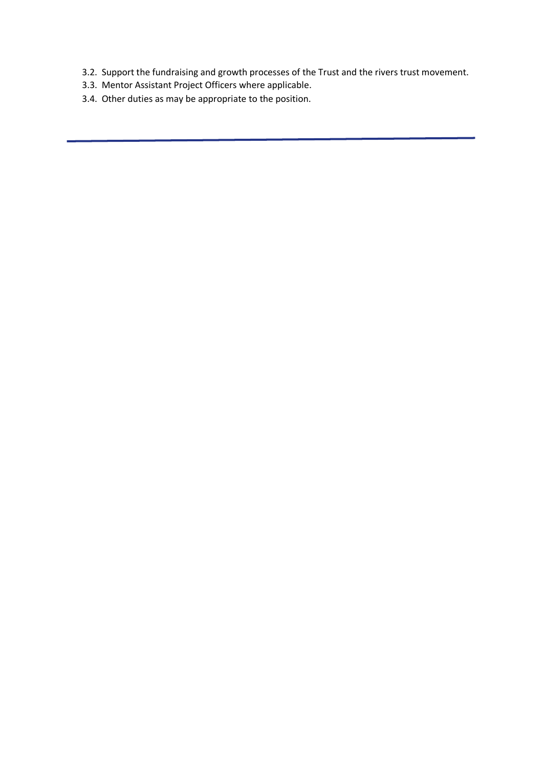3.2. Support the fundraising and growth processes of the Trust and the rivers trust movement.
3.3. Mentor Assistant Project Officers where applicable.
3.4. Other duties as may be appropriate to the position.

---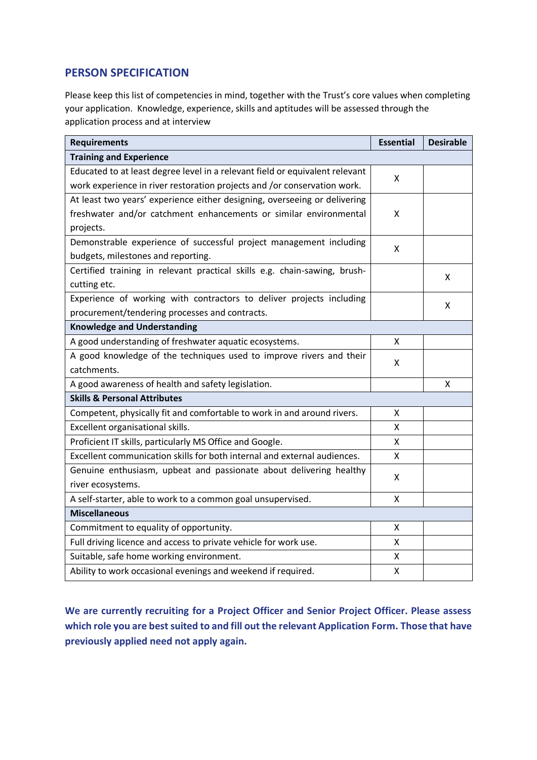## PERSON SPECIFICATION

Please keep this list of competencies in mind, together with the Trust's core values when completing your application. Knowledge, experience, skills and aptitudes will be assessed through the application process and at interview

| Requirements | Essential | Desirable |
|---|---|---|
| **Training and Experience** | | |
| Educated to at least degree level in a relevant field or equivalent relevant work experience in river restoration projects and /or conservation work. | X | |
| At least two years' experience either designing, overseeing or delivering freshwater and/or catchment enhancements or similar environmental projects. | X | |
| Demonstrable experience of successful project management including budgets, milestones and reporting. | X | |
| Certified training in relevant practical skills e.g. chain-sawing, brush-cutting etc. | | X |
| Experience of working with contractors to deliver projects including procurement/tendering processes and contracts. | | X |
| **Knowledge and Understanding** | | |
| A good understanding of freshwater aquatic ecosystems. | X | |
| A good knowledge of the techniques used to improve rivers and their catchments. | X | |
| A good awareness of health and safety legislation. | | X |
| **Skills & Personal Attributes** | | |
| Competent, physically fit and comfortable to work in and around rivers. | X | |
| Excellent organisational skills. | X | |
| Proficient IT skills, particularly MS Office and Google. | X | |
| Excellent communication skills for both internal and external audiences. | X | |
| Genuine enthusiasm, upbeat and passionate about delivering healthy river ecosystems. | X | |
| A self-starter, able to work to a common goal unsupervised. | X | |
| **Miscellaneous** | | |
| Commitment to equality of opportunity. | X | |
| Full driving licence and access to private vehicle for work use. | X | |
| Suitable, safe home working environment. | X | |
| Ability to work occasional evenings and weekend if required. | X | |

**We are currently recruiting for a Project Officer and Senior Project Officer. Please assess which role you are best suited to and fill out the relevant Application Form. Those that have previously applied need not apply again.**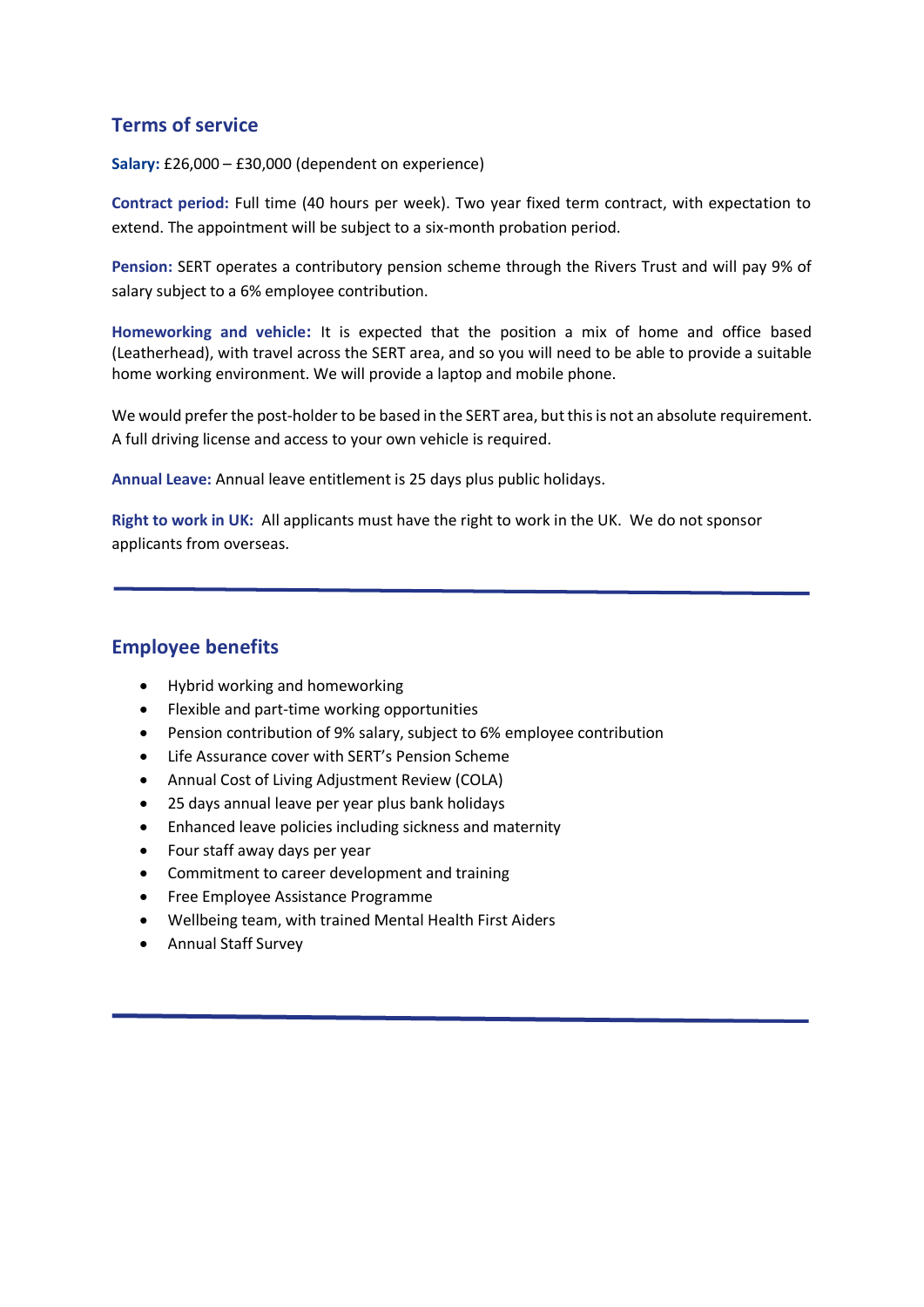## Terms of service

**Salary:** £26,000 – £30,000 (dependent on experience)

**Contract period:** Full time (40 hours per week). Two year fixed term contract, with expectation to extend. The appointment will be subject to a six-month probation period.

**Pension:** SERT operates a contributory pension scheme through the Rivers Trust and will pay 9% of salary subject to a 6% employee contribution.

**Homeworking and vehicle:** It is expected that the position a mix of home and office based (Leatherhead), with travel across the SERT area, and so you will need to be able to provide a suitable home working environment. We will provide a laptop and mobile phone.

We would prefer the post-holder to be based in the SERT area, but this is not an absolute requirement. A full driving license and access to your own vehicle is required.

**Annual Leave:** Annual leave entitlement is 25 days plus public holidays.

**Right to work in UK:** All applicants must have the right to work in the UK. We do not sponsor applicants from overseas.

---

## Employee benefits

- Hybrid working and homeworking
- Flexible and part-time working opportunities
- Pension contribution of 9% salary, subject to 6% employee contribution
- Life Assurance cover with SERT's Pension Scheme
- Annual Cost of Living Adjustment Review (COLA)
- 25 days annual leave per year plus bank holidays
- Enhanced leave policies including sickness and maternity
- Four staff away days per year
- Commitment to career development and training
- Free Employee Assistance Programme
- Wellbeing team, with trained Mental Health First Aiders
- Annual Staff Survey

---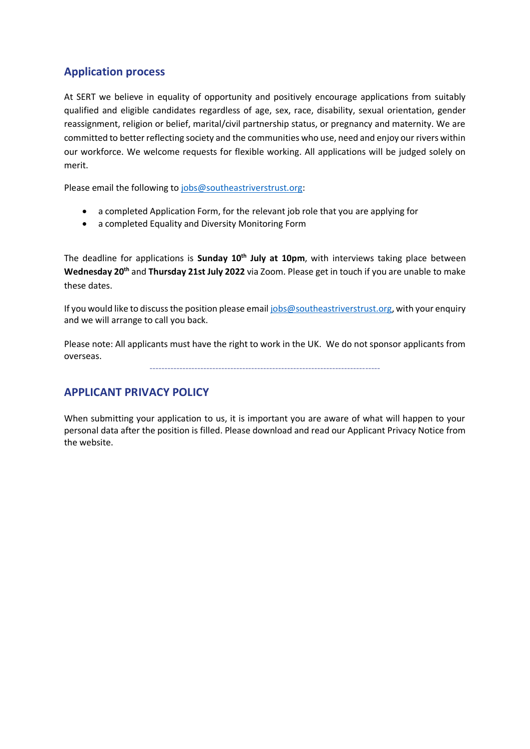## Application process

At SERT we believe in equality of opportunity and positively encourage applications from suitably qualified and eligible candidates regardless of age, sex, race, disability, sexual orientation, gender reassignment, religion or belief, marital/civil partnership status, or pregnancy and maternity. We are committed to better reflecting society and the communities who use, need and enjoy our rivers within our workforce. We welcome requests for flexible working. All applications will be judged solely on merit.

Please email the following to jobs@southeastriverstrust.org:

- a completed Application Form, for the relevant job role that you are applying for
- a completed Equality and Diversity Monitoring Form

The deadline for applications is **Sunday 10th July at 10pm**, with interviews taking place between **Wednesday 20th** and **Thursday 21st July 2022** via Zoom. Please get in touch if you are unable to make these dates.

If you would like to discuss the position please email jobs@southeastriverstrust.org, with your enquiry and we will arrange to call you back.

Please note: All applicants must have the right to work in the UK. We do not sponsor applicants from overseas.

---

## APPLICANT PRIVACY POLICY

When submitting your application to us, it is important you are aware of what will happen to your personal data after the position is filled. Please download and read our Applicant Privacy Notice from the website.